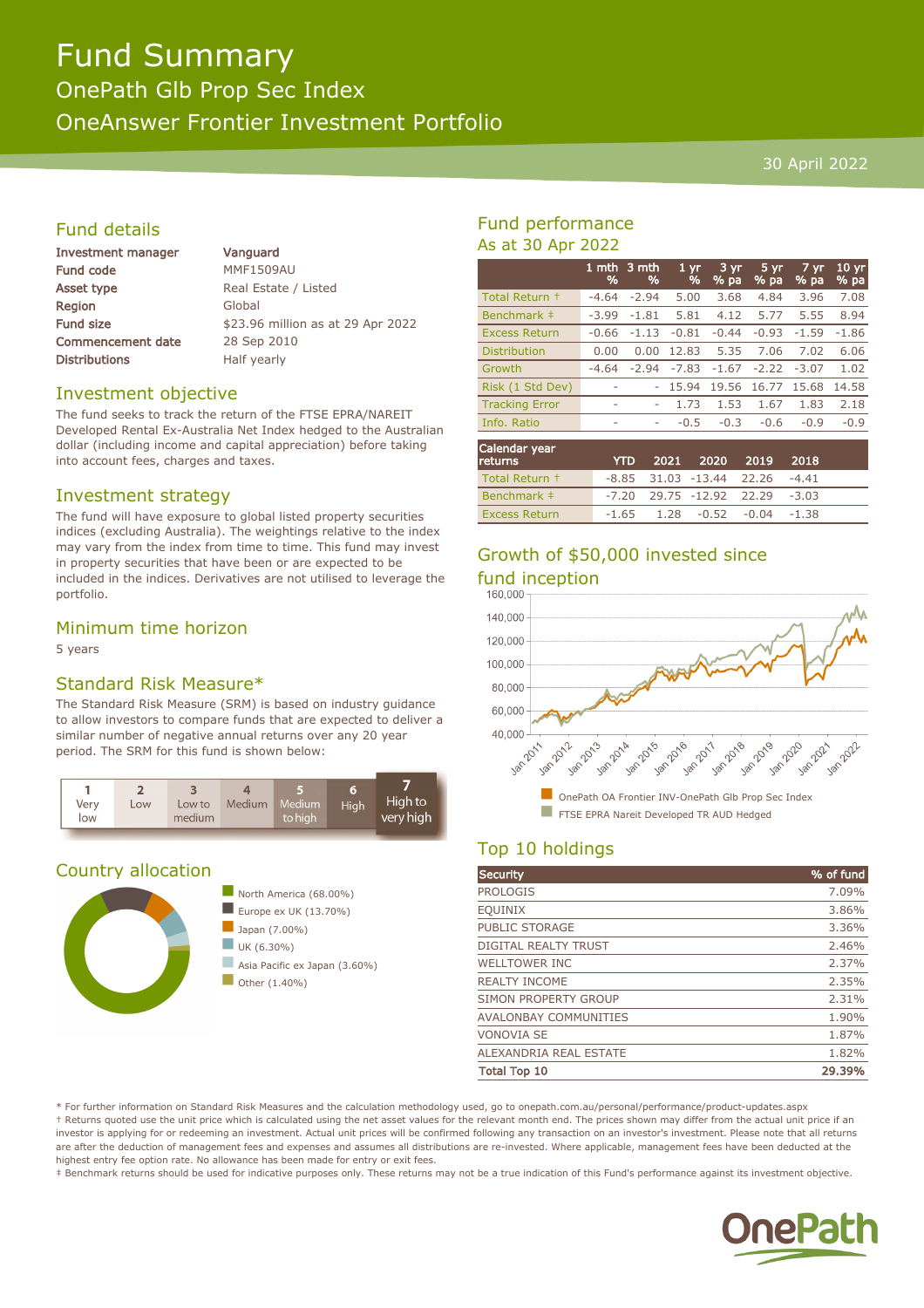# Fund Summary

## OnePath Glb Prop Sec Index

## OneAnswer Frontier Investment Portfolio

30 April 2022

## Fund details

| | |
|---|---|
| Investment manager | Vanguard |
| Fund code | MMF1509AU |
| Asset type | Real Estate / Listed |
| Region | Global |
| Fund size | $23.96 million as at 29 Apr 2022 |
| Commencement date | 28 Sep 2010 |
| Distributions | Half yearly |

## Investment objective

The fund seeks to track the return of the FTSE EPRA/NAREIT Developed Rental Ex-Australia Net Index hedged to the Australian dollar (including income and capital appreciation) before taking into account fees, charges and taxes.

## Investment strategy

The fund will have exposure to global listed property securities indices (excluding Australia). The weightings relative to the index may vary from the index from time to time. The fund may invest in property securities that have been or are expected to be included in the indices. Derivatives are not utilised to leverage the portfolio.

## Minimum time horizon

5 years

## Standard Risk Measure*

The Standard Risk Measure (SRM) is based on industry guidance to allow investors to compare funds that are expected to deliver a similar number of negative annual returns over any 20 year period. The SRM for this fund is shown below:

| 1 | 2 | 3 | 4 | 5 | 6 | 7 |
|---|---|---|---|---|---|---|
| Very low | Low | Low to medium | Medium | Medium to high | High | **High to very high** |

## Country allocation

- North America (68.00%)
- Europe ex UK (13.70%)
- Japan (7.00%)
- UK (6.30%)
- Asia Pacific ex Japan (3.60%)
- Other (1.40%)

## Fund performance

As at 30 Apr 2022

| | 1 mth % | 3 mth % | 1 yr % | 3 yr % pa | 5 yr % pa | 7 yr % pa | 10 yr % pa |
|---|---|---|---|---|---|---|---|
| Total Return † | -4.64 | -2.94 | 5.00 | 3.68 | 4.84 | 3.96 | 7.08 |
| Benchmark ‡ | -3.99 | -1.81 | 5.81 | 4.12 | 5.77 | 5.55 | 8.94 |
| Excess Return | -0.66 | -1.13 | -0.81 | -0.44 | -0.93 | -1.59 | -1.86 |
| Distribution | 0.00 | 0.00 | 12.83 | 5.35 | 7.06 | 7.02 | 6.06 |
| Growth | -4.64 | -2.94 | -7.83 | -1.67 | -2.22 | -3.07 | 1.02 |
| Risk (1 Std Dev) | - | - | 15.94 | 19.56 | 16.77 | 15.68 | 14.58 |
| Tracking Error | - | - | 1.73 | 1.53 | 1.67 | 1.83 | 2.18 |
| Info. Ratio | - | - | -0.5 | -0.3 | -0.6 | -0.9 | -0.9 |

| Calendar year returns | YTD | 2021 | 2020 | 2019 | 2018 |
|---|---|---|---|---|---|
| Total Return † | -8.85 | 31.03 | -13.44 | 22.26 | -4.41 |
| Benchmark ‡ | -7.20 | 29.75 | -12.92 | 22.29 | -3.03 |
| Excess Return | -1.65 | 1.28 | -0.52 | -0.04 | -1.38 |

## Growth of $50,000 invested since fund inception

- OnePath OA Frontier INV-OnePath Glb Prop Sec Index
- FTSE EPRA Nareit Developed TR AUD Hedged

## Top 10 holdings

| Security | % of fund |
|---|---|
| PROLOGIS | 7.09% |
| EQUINIX | 3.86% |
| PUBLIC STORAGE | 3.36% |
| DIGITAL REALTY TRUST | 2.46% |
| WELLTOWER INC | 2.37% |
| REALTY INCOME | 2.35% |
| SIMON PROPERTY GROUP | 2.31% |
| AVALONBAY COMMUNITIES | 1.90% |
| VONOVIA SE | 1.87% |
| ALEXANDRIA REAL ESTATE | 1.82% |
| **Total Top 10** | **29.39%** |

* For further information on Standard Risk Measures and the calculation methodology used, go to onepath.com.au/personal/performance/product-updates.aspx

† Returns quoted use the unit price which is calculated using the net asset values for the relevant month end. The prices shown may differ from the actual unit price if an investor is applying for or redeeming an investment. Actual unit prices will be confirmed following any transaction on an investor's investment. Please note that all returns are after the deduction of management fees and expenses and assumes all distributions are re-invested. Where applicable, management fees have been deducted at the highest entry fee option rate. No allowance has been made for entry or exit fees.

‡ Benchmark returns should be used for indicative purposes only. These returns may not be a true indication of this Fund's performance against its investment objective.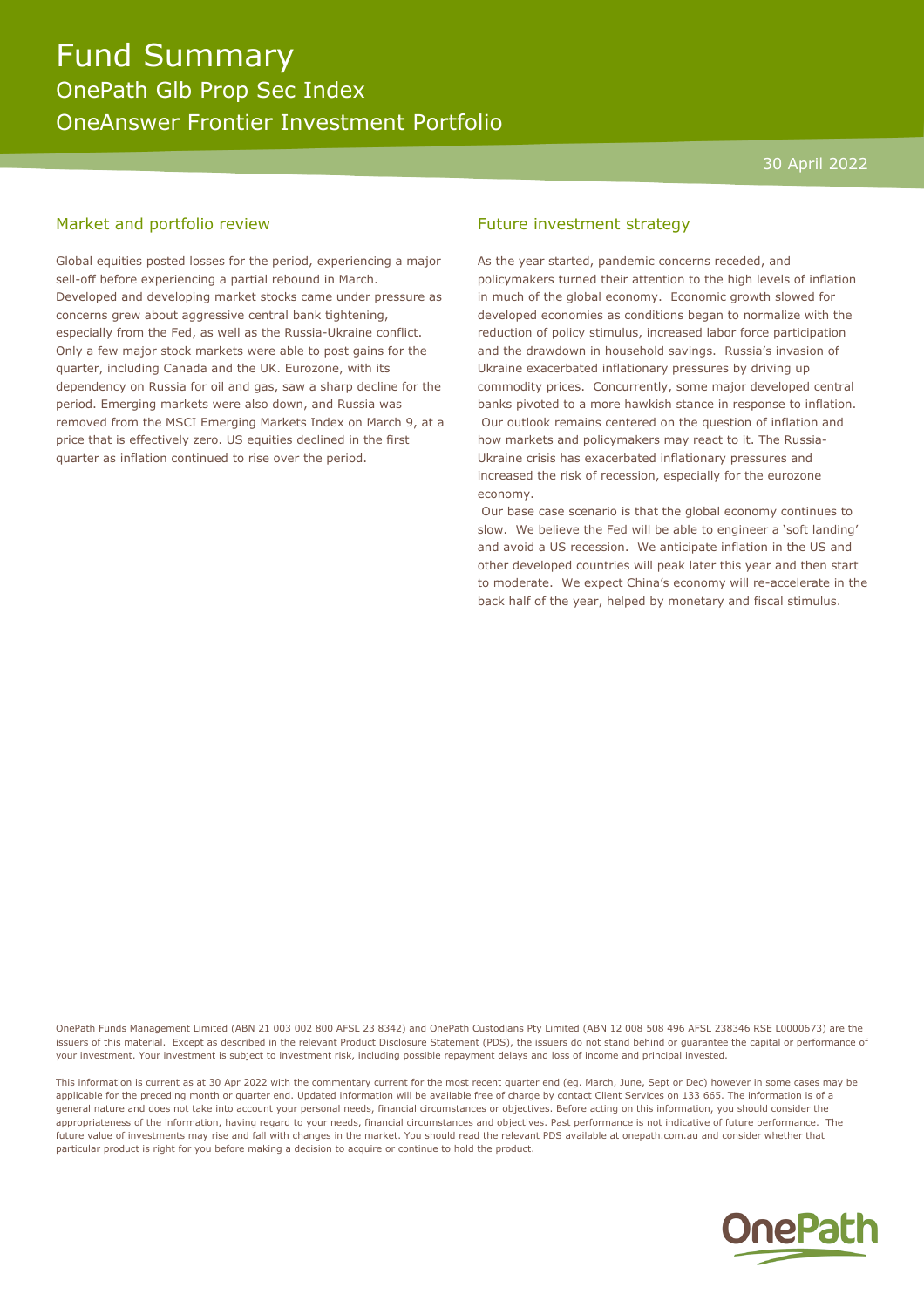# Fund Summary

## OnePath Glb Prop Sec Index

## OneAnswer Frontier Investment Portfolio

30 April 2022

### Market and portfolio review

Global equities posted losses for the period, experiencing a major sell-off before experiencing a partial rebound in March. Developed and developing market stocks came under pressure as concerns grew about aggressive central bank tightening, especially from the Fed, as well as the Russia-Ukraine conflict. Only a few major stock markets were able to post gains for the quarter, including Canada and the UK. Eurozone, with its dependency on Russia for oil and gas, saw a sharp decline for the period. Emerging markets were also down, and Russia was removed from the MSCI Emerging Markets Index on March 9, at a price that is effectively zero. US equities declined in the first quarter as inflation continued to rise over the period.

### Future investment strategy

As the year started, pandemic concerns receded, and policymakers turned their attention to the high levels of inflation in much of the global economy. Economic growth slowed for developed economies as conditions began to normalize with the reduction of policy stimulus, increased labor force participation and the drawdown in household savings. Russia's invasion of Ukraine exacerbated inflationary pressures by driving up commodity prices. Concurrently, some major developed central banks pivoted to a more hawkish stance in response to inflation. Our outlook remains centered on the question of inflation and how markets and policymakers may react to it. The Russia-Ukraine crisis has exacerbated inflationary pressures and increased the risk of recession, especially for the eurozone economy.

Our base case scenario is that the global economy continues to slow. We believe the Fed will be able to engineer a 'soft landing' and avoid a US recession. We anticipate inflation in the US and other developed countries will peak later this year and then start to moderate. We expect China's economy will re-accelerate in the back half of the year, helped by monetary and fiscal stimulus.

OnePath Funds Management Limited (ABN 21 003 002 800 AFSL 23 8342) and OnePath Custodians Pty Limited (ABN 12 008 508 496 AFSL 238346 RSE L0000673) are the issuers of this material. Except as described in the relevant Product Disclosure Statement (PDS), the issuers do not stand behind or guarantee the capital or performance of your investment. Your investment is subject to investment risk, including possible repayment delays and loss of income and principal invested.

This information is current as at 30 Apr 2022 with the commentary current for the most recent quarter end (eg. March, June, Sept or Dec) however in some cases may be applicable for the preceding month or quarter end. Updated information will be available free of charge by contact Client Services on 133 665. The information is of a general nature and does not take into account your personal needs, financial circumstances or objectives. Before acting on this information, you should consider the appropriateness of the information, having regard to your needs, financial circumstances and objectives. Past performance is not indicative of future performance. The future value of investments may rise and fall with changes in the market. You should read the relevant PDS available at onepath.com.au and consider whether that particular product is right for you before making a decision to acquire or continue to hold the product.

OnePath